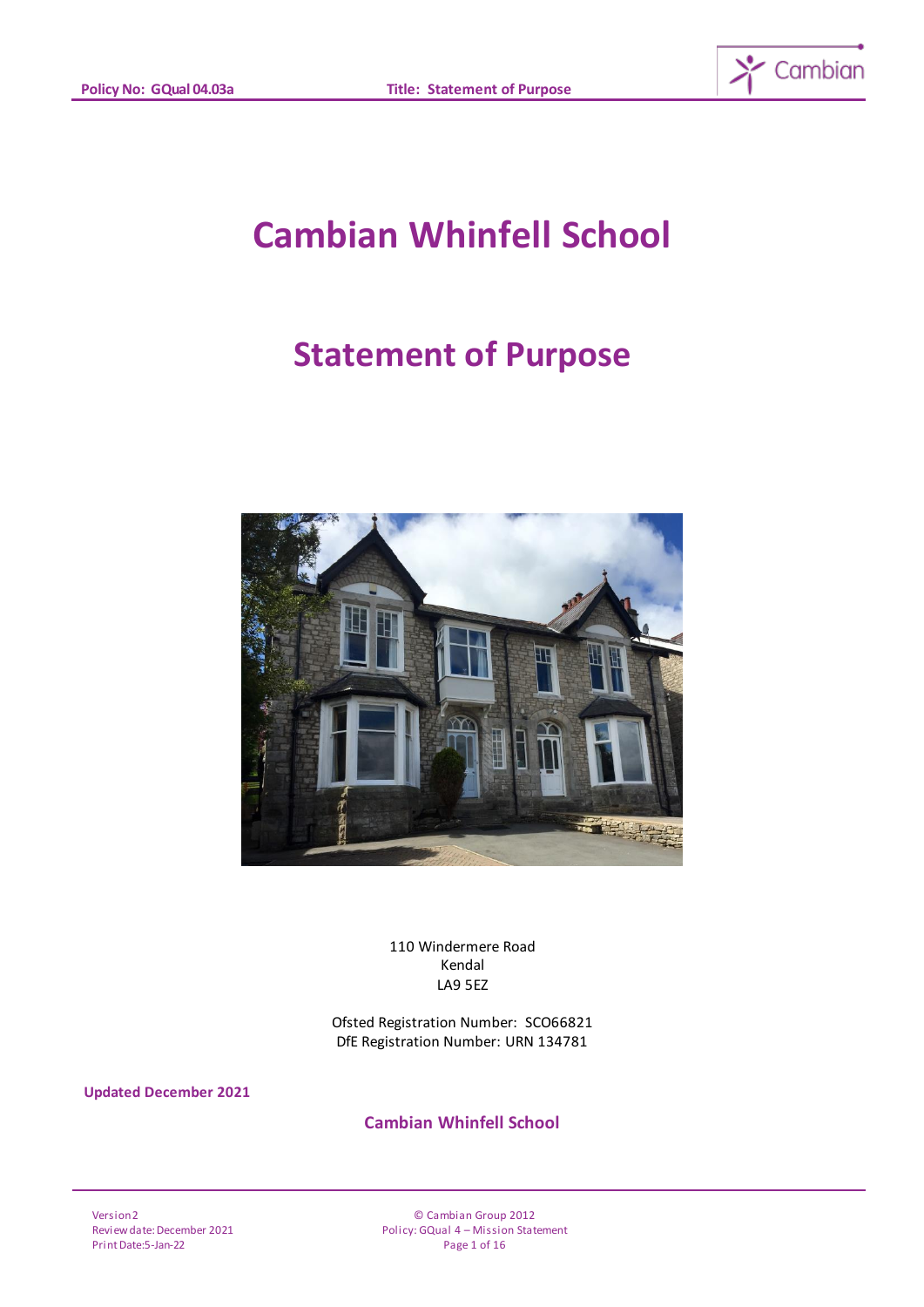# Cambian Whinfell School

## Statement of Purpose

110 Windermere Road
Kendal
LA9 5EZ

Ofsted Registration Number: SCO66821
DfE Registration Number: URN 134781

**Updated December 2021**

**Cambian Whinfell School**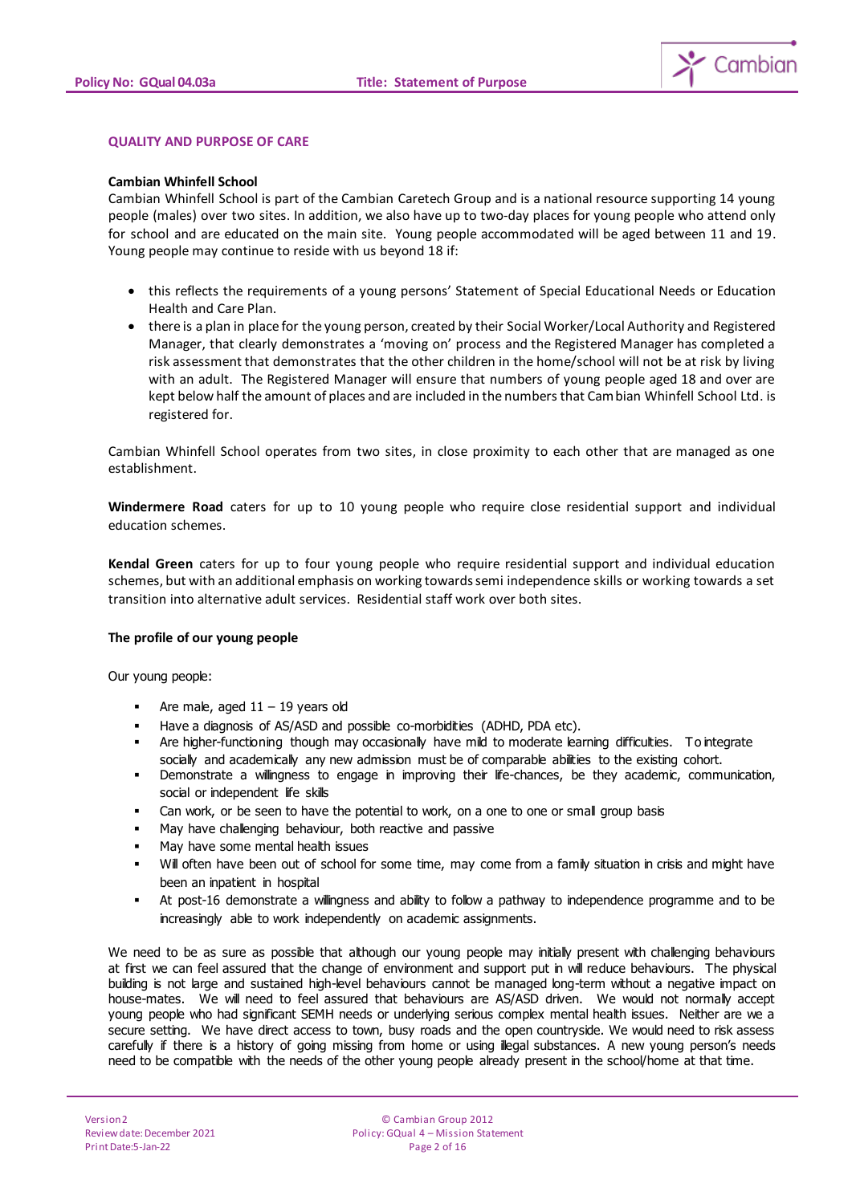## QUALITY AND PURPOSE OF CARE

**Cambian Whinfell School**

Cambian Whinfell School is part of the Cambian Caretech Group and is a national resource supporting 14 young people (males) over two sites. In addition, we also have up to two-day places for young people who attend only for school and are educated on the main site. Young people accommodated will be aged between 11 and 19. Young people may continue to reside with us beyond 18 if:

- this reflects the requirements of a young persons' Statement of Special Educational Needs or Education Health and Care Plan.
- there is a plan in place for the young person, created by their Social Worker/Local Authority and Registered Manager, that clearly demonstrates a 'moving on' process and the Registered Manager has completed a risk assessment that demonstrates that the other children in the home/school will not be at risk by living with an adult. The Registered Manager will ensure that numbers of young people aged 18 and over are kept below half the amount of places and are included in the numbers that Cambian Whinfell School Ltd. is registered for.

Cambian Whinfell School operates from two sites, in close proximity to each other that are managed as one establishment.

**Windermere Road** caters for up to 10 young people who require close residential support and individual education schemes.

**Kendal Green** caters for up to four young people who require residential support and individual education schemes, but with an additional emphasis on working towards semi independence skills or working towards a set transition into alternative adult services. Residential staff work over both sites.

**The profile of our young people**

Our young people:

- Are male, aged 11 – 19 years old
- Have a diagnosis of AS/ASD and possible co-morbidities (ADHD, PDA etc).
- Are higher-functioning though may occasionally have mild to moderate learning difficulties. To integrate socially and academically any new admission must be of comparable abilities to the existing cohort.
- Demonstrate a willingness to engage in improving their life-chances, be they academic, communication, social or independent life skills
- Can work, or be seen to have the potential to work, on a one to one or small group basis
- May have challenging behaviour, both reactive and passive
- May have some mental health issues
- Will often have been out of school for some time, may come from a family situation in crisis and might have been an inpatient in hospital
- At post-16 demonstrate a willingness and ability to follow a pathway to independence programme and to be increasingly able to work independently on academic assignments.

We need to be as sure as possible that although our young people may initially present with challenging behaviours at first we can feel assured that the change of environment and support put in will reduce behaviours. The physical building is not large and sustained high-level behaviours cannot be managed long-term without a negative impact on house-mates. We will need to feel assured that behaviours are AS/ASD driven. We would not normally accept young people who had significant SEMH needs or underlying serious complex mental health issues. Neither are we a secure setting. We have direct access to town, busy roads and the open countryside. We would need to risk assess carefully if there is a history of going missing from home or using illegal substances. A new young person's needs need to be compatible with the needs of the other young people already present in the school/home at that time.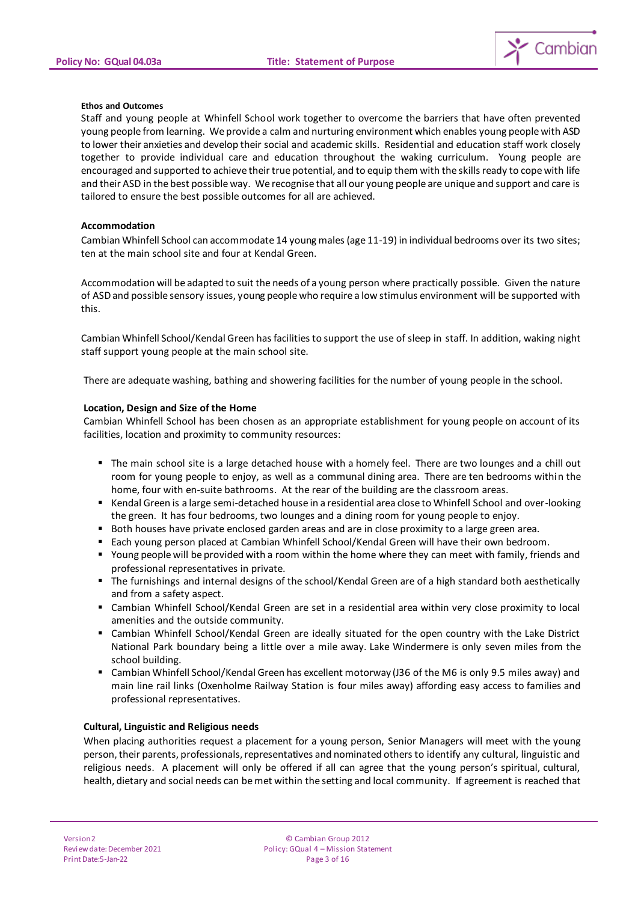**Ethos and Outcomes**

Staff and young people at Whinfell School work together to overcome the barriers that have often prevented young people from learning. We provide a calm and nurturing environment which enables young people with ASD to lower their anxieties and develop their social and academic skills. Residential and education staff work closely together to provide individual care and education throughout the waking curriculum. Young people are encouraged and supported to achieve their true potential, and to equip them with the skills ready to cope with life and their ASD in the best possible way. We recognise that all our young people are unique and support and care is tailored to ensure the best possible outcomes for all are achieved.

**Accommodation**

Cambian Whinfell School can accommodate 14 young males (age 11-19) in individual bedrooms over its two sites; ten at the main school site and four at Kendal Green.

Accommodation will be adapted to suit the needs of a young person where practically possible. Given the nature of ASD and possible sensory issues, young people who require a low stimulus environment will be supported with this.

Cambian Whinfell School/Kendal Green has facilities to support the use of sleep in staff. In addition, waking night staff support young people at the main school site.

There are adequate washing, bathing and showering facilities for the number of young people in the school.

**Location, Design and Size of the Home**

Cambian Whinfell School has been chosen as an appropriate establishment for young people on account of its facilities, location and proximity to community resources:

- The main school site is a large detached house with a homely feel. There are two lounges and a chill out room for young people to enjoy, as well as a communal dining area. There are ten bedrooms within the home, four with en-suite bathrooms. At the rear of the building are the classroom areas.
- Kendal Green is a large semi-detached house in a residential area close to Whinfell School and over-looking the green. It has four bedrooms, two lounges and a dining room for young people to enjoy.
- Both houses have private enclosed garden areas and are in close proximity to a large green area.
- Each young person placed at Cambian Whinfell School/Kendal Green will have their own bedroom.
- Young people will be provided with a room within the home where they can meet with family, friends and professional representatives in private.
- The furnishings and internal designs of the school/Kendal Green are of a high standard both aesthetically and from a safety aspect.
- Cambian Whinfell School/Kendal Green are set in a residential area within very close proximity to local amenities and the outside community.
- Cambian Whinfell School/Kendal Green are ideally situated for the open country with the Lake District National Park boundary being a little over a mile away. Lake Windermere is only seven miles from the school building.
- Cambian Whinfell School/Kendal Green has excellent motorway (J36 of the M6 is only 9.5 miles away) and main line rail links (Oxenholme Railway Station is four miles away) affording easy access to families and professional representatives.

**Cultural, Linguistic and Religious needs**

When placing authorities request a placement for a young person, Senior Managers will meet with the young person, their parents, professionals, representatives and nominated others to identify any cultural, linguistic and religious needs. A placement will only be offered if all can agree that the young person's spiritual, cultural, health, dietary and social needs can be met within the setting and local community. If agreement is reached that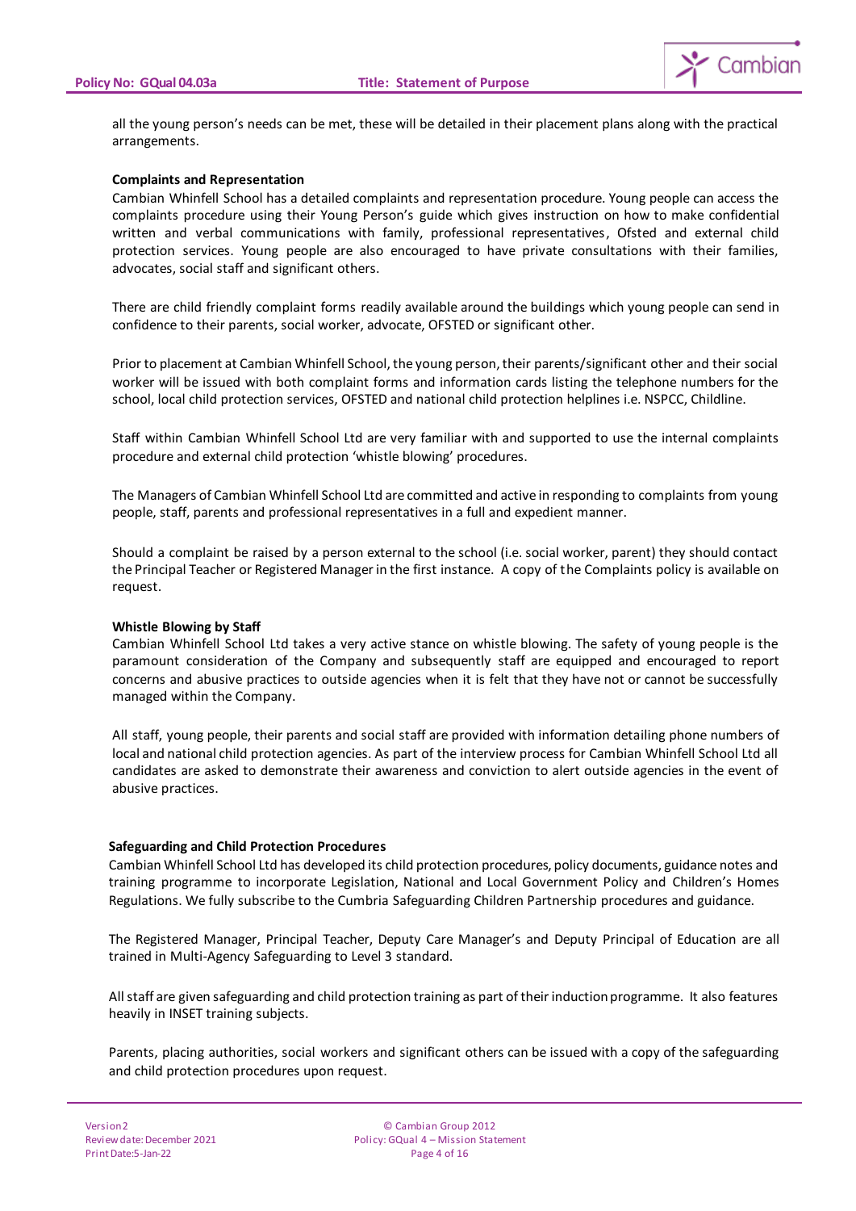all the young person's needs can be met, these will be detailed in their placement plans along with the practical arrangements.

**Complaints and Representation**

Cambian Whinfell School has a detailed complaints and representation procedure. Young people can access the complaints procedure using their Young Person's guide which gives instruction on how to make confidential written and verbal communications with family, professional representatives, Ofsted and external child protection services. Young people are also encouraged to have private consultations with their families, advocates, social staff and significant others.

There are child friendly complaint forms readily available around the buildings which young people can send in confidence to their parents, social worker, advocate, OFSTED or significant other.

Prior to placement at Cambian Whinfell School, the young person, their parents/significant other and their social worker will be issued with both complaint forms and information cards listing the telephone numbers for the school, local child protection services, OFSTED and national child protection helplines i.e. NSPCC, Childline.

Staff within Cambian Whinfell School Ltd are very familiar with and supported to use the internal complaints procedure and external child protection 'whistle blowing' procedures.

The Managers of Cambian Whinfell School Ltd are committed and active in responding to complaints from young people, staff, parents and professional representatives in a full and expedient manner.

Should a complaint be raised by a person external to the school (i.e. social worker, parent) they should contact the Principal Teacher or Registered Manager in the first instance. A copy of the Complaints policy is available on request.

**Whistle Blowing by Staff**

Cambian Whinfell School Ltd takes a very active stance on whistle blowing. The safety of young people is the paramount consideration of the Company and subsequently staff are equipped and encouraged to report concerns and abusive practices to outside agencies when it is felt that they have not or cannot be successfully managed within the Company.

All staff, young people, their parents and social staff are provided with information detailing phone numbers of local and national child protection agencies. As part of the interview process for Cambian Whinfell School Ltd all candidates are asked to demonstrate their awareness and conviction to alert outside agencies in the event of abusive practices.

**Safeguarding and Child Protection Procedures**

Cambian Whinfell School Ltd has developed its child protection procedures, policy documents, guidance notes and training programme to incorporate Legislation, National and Local Government Policy and Children's Homes Regulations. We fully subscribe to the Cumbria Safeguarding Children Partnership procedures and guidance.

The Registered Manager, Principal Teacher, Deputy Care Manager's and Deputy Principal of Education are all trained in Multi-Agency Safeguarding to Level 3 standard.

All staff are given safeguarding and child protection training as part of their induction programme. It also features heavily in INSET training subjects.

Parents, placing authorities, social workers and significant others can be issued with a copy of the safeguarding and child protection procedures upon request.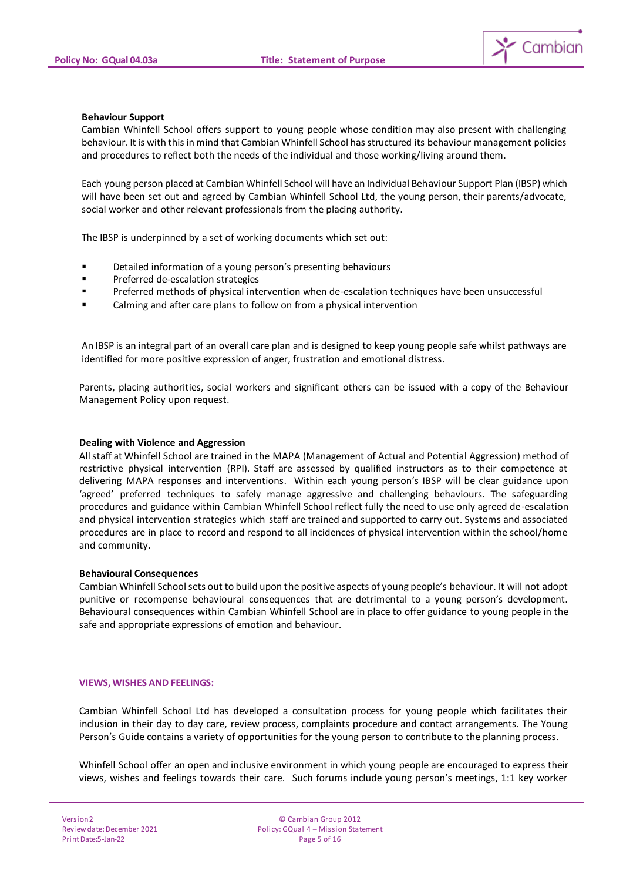**Behaviour Support**

Cambian Whinfell School offers support to young people whose condition may also present with challenging behaviour. It is with this in mind that Cambian Whinfell School has structured its behaviour management policies and procedures to reflect both the needs of the individual and those working/living around them.

Each young person placed at Cambian Whinfell School will have an Individual Behaviour Support Plan (IBSP) which will have been set out and agreed by Cambian Whinfell School Ltd, the young person, their parents/advocate, social worker and other relevant professionals from the placing authority.

The IBSP is underpinned by a set of working documents which set out:

- Detailed information of a young person's presenting behaviours
- Preferred de-escalation strategies
- Preferred methods of physical intervention when de-escalation techniques have been unsuccessful
- Calming and after care plans to follow on from a physical intervention

An IBSP is an integral part of an overall care plan and is designed to keep young people safe whilst pathways are identified for more positive expression of anger, frustration and emotional distress.

Parents, placing authorities, social workers and significant others can be issued with a copy of the Behaviour Management Policy upon request.

**Dealing with Violence and Aggression**

All staff at Whinfell School are trained in the MAPA (Management of Actual and Potential Aggression) method of restrictive physical intervention (RPI). Staff are assessed by qualified instructors as to their competence at delivering MAPA responses and interventions. Within each young person's IBSP will be clear guidance upon 'agreed' preferred techniques to safely manage aggressive and challenging behaviours. The safeguarding procedures and guidance within Cambian Whinfell School reflect fully the need to use only agreed de-escalation and physical intervention strategies which staff are trained and supported to carry out. Systems and associated procedures are in place to record and respond to all incidences of physical intervention within the school/home and community.

**Behavioural Consequences**

Cambian Whinfell School sets out to build upon the positive aspects of young people's behaviour. It will not adopt punitive or recompense behavioural consequences that are detrimental to a young person's development. Behavioural consequences within Cambian Whinfell School are in place to offer guidance to young people in the safe and appropriate expressions of emotion and behaviour.

## VIEWS, WISHES AND FEELINGS:

Cambian Whinfell School Ltd has developed a consultation process for young people which facilitates their inclusion in their day to day care, review process, complaints procedure and contact arrangements. The Young Person's Guide contains a variety of opportunities for the young person to contribute to the planning process.

Whinfell School offer an open and inclusive environment in which young people are encouraged to express their views, wishes and feelings towards their care. Such forums include young person's meetings, 1:1 key worker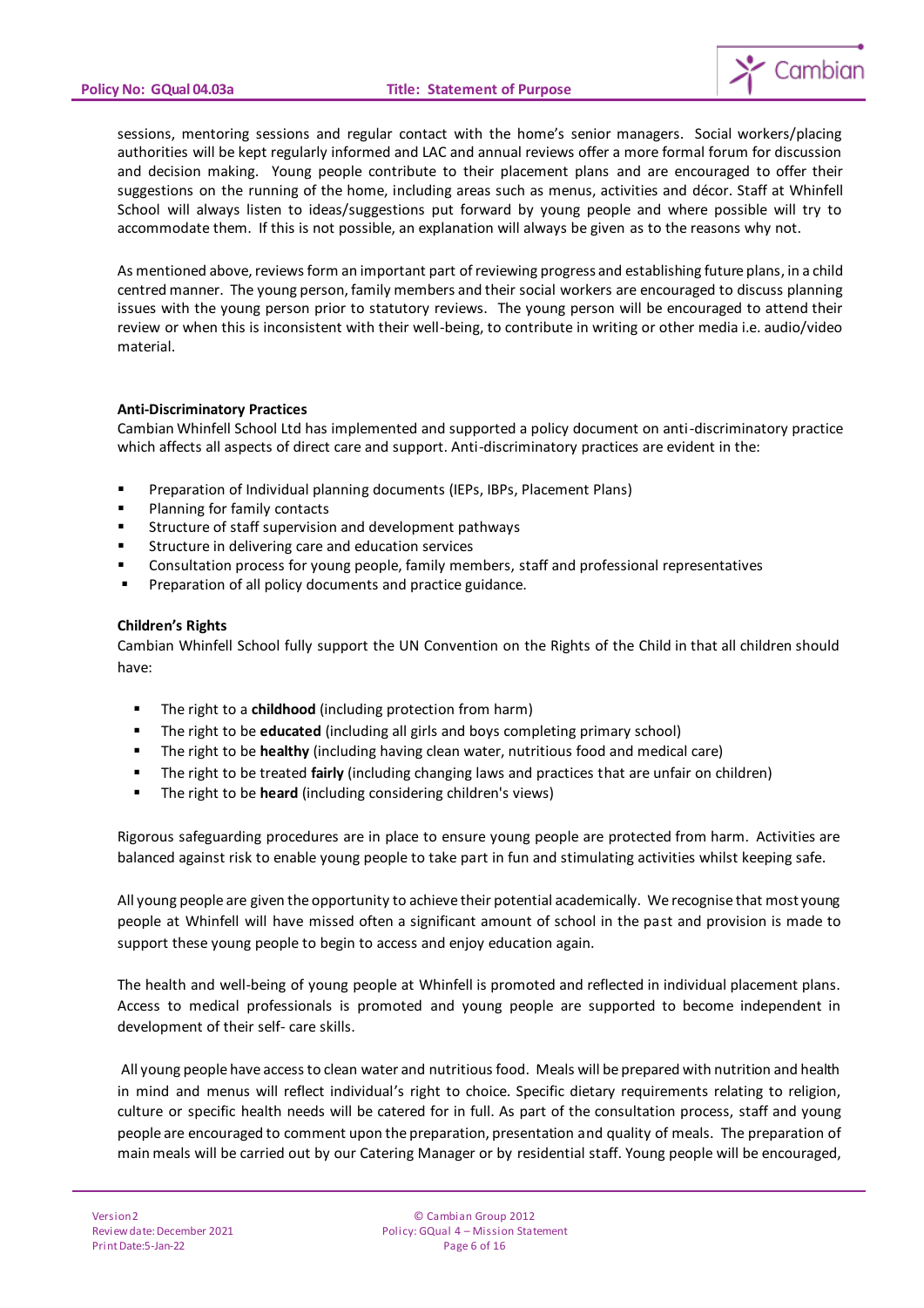sessions, mentoring sessions and regular contact with the home's senior managers. Social workers/placing authorities will be kept regularly informed and LAC and annual reviews offer a more formal forum for discussion and decision making. Young people contribute to their placement plans and are encouraged to offer their suggestions on the running of the home, including areas such as menus, activities and décor. Staff at Whinfell School will always listen to ideas/suggestions put forward by young people and where possible will try to accommodate them. If this is not possible, an explanation will always be given as to the reasons why not.

As mentioned above, reviews form an important part of reviewing progress and establishing future plans, in a child centred manner. The young person, family members and their social workers are encouraged to discuss planning issues with the young person prior to statutory reviews. The young person will be encouraged to attend their review or when this is inconsistent with their well-being, to contribute in writing or other media i.e. audio/video material.

**Anti-Discriminatory Practices**

Cambian Whinfell School Ltd has implemented and supported a policy document on anti-discriminatory practice which affects all aspects of direct care and support. Anti-discriminatory practices are evident in the:

- Preparation of Individual planning documents (IEPs, IBPs, Placement Plans)
- Planning for family contacts
- Structure of staff supervision and development pathways
- Structure in delivering care and education services
- Consultation process for young people, family members, staff and professional representatives
- Preparation of all policy documents and practice guidance.

**Children's Rights**

Cambian Whinfell School fully support the UN Convention on the Rights of the Child in that all children should have:

- The right to a **childhood** (including protection from harm)
- The right to be **educated** (including all girls and boys completing primary school)
- The right to be **healthy** (including having clean water, nutritious food and medical care)
- The right to be treated **fairly** (including changing laws and practices that are unfair on children)
- The right to be **heard** (including considering children's views)

Rigorous safeguarding procedures are in place to ensure young people are protected from harm. Activities are balanced against risk to enable young people to take part in fun and stimulating activities whilst keeping safe.

All young people are given the opportunity to achieve their potential academically. We recognise that most young people at Whinfell will have missed often a significant amount of school in the past and provision is made to support these young people to begin to access and enjoy education again.

The health and well-being of young people at Whinfell is promoted and reflected in individual placement plans. Access to medical professionals is promoted and young people are supported to become independent in development of their self- care skills.

All young people have access to clean water and nutritious food. Meals will be prepared with nutrition and health in mind and menus will reflect individual's right to choice. Specific dietary requirements relating to religion, culture or specific health needs will be catered for in full. As part of the consultation process, staff and young people are encouraged to comment upon the preparation, presentation and quality of meals. The preparation of main meals will be carried out by our Catering Manager or by residential staff. Young people will be encouraged,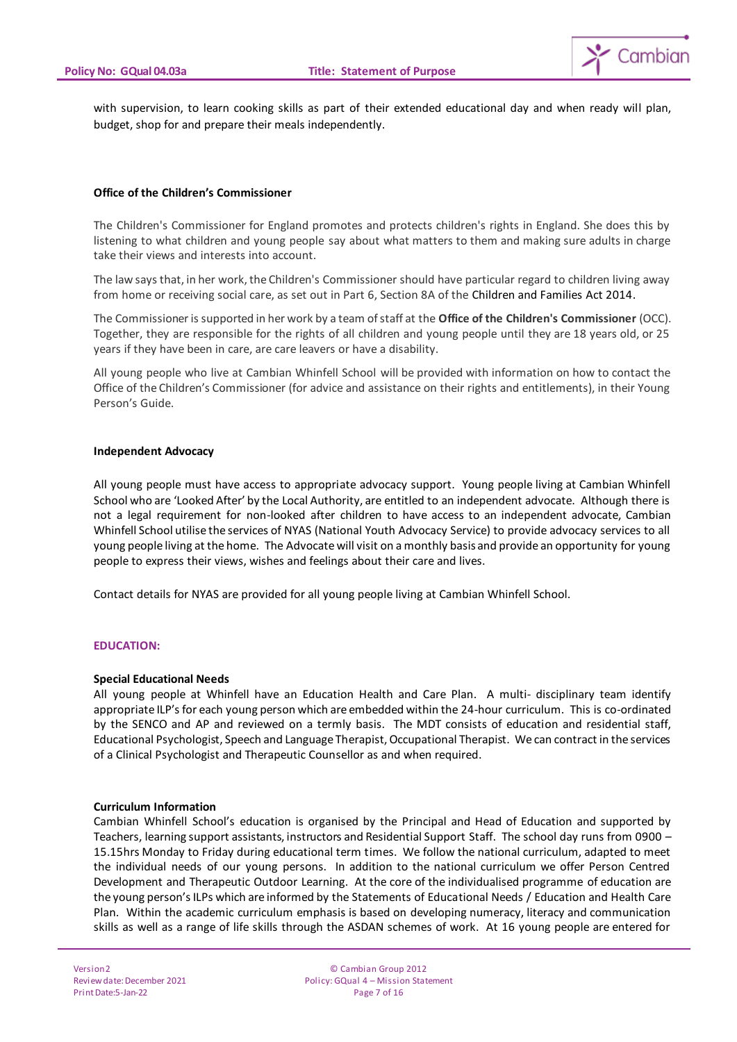with supervision, to learn cooking skills as part of their extended educational day and when ready will plan, budget, shop for and prepare their meals independently.

**Office of the Children's Commissioner**

The Children's Commissioner for England promotes and protects children's rights in England. She does this by listening to what children and young people say about what matters to them and making sure adults in charge take their views and interests into account.

The law says that, in her work, the Children's Commissioner should have particular regard to children living away from home or receiving social care, as set out in Part 6, Section 8A of the Children and Families Act 2014.

The Commissioner is supported in her work by a team of staff at the **Office of the Children's Commissioner** (OCC). Together, they are responsible for the rights of all children and young people until they are 18 years old, or 25 years if they have been in care, are care leavers or have a disability.

All young people who live at Cambian Whinfell School will be provided with information on how to contact the Office of the Children's Commissioner (for advice and assistance on their rights and entitlements), in their Young Person's Guide.

**Independent Advocacy**

All young people must have access to appropriate advocacy support. Young people living at Cambian Whinfell School who are 'Looked After' by the Local Authority, are entitled to an independent advocate. Although there is not a legal requirement for non-looked after children to have access to an independent advocate, Cambian Whinfell School utilise the services of NYAS (National Youth Advocacy Service) to provide advocacy services to all young people living at the home. The Advocate will visit on a monthly basis and provide an opportunity for young people to express their views, wishes and feelings about their care and lives.

Contact details for NYAS are provided for all young people living at Cambian Whinfell School.

**EDUCATION:**

**Special Educational Needs**
All young people at Whinfell have an Education Health and Care Plan. A multi- disciplinary team identify appropriate ILP's for each young person which are embedded within the 24-hour curriculum. This is co-ordinated by the SENCO and AP and reviewed on a termly basis. The MDT consists of education and residential staff, Educational Psychologist, Speech and Language Therapist, Occupational Therapist. We can contract in the services of a Clinical Psychologist and Therapeutic Counsellor as and when required.

**Curriculum Information**
Cambian Whinfell School's education is organised by the Principal and Head of Education and supported by Teachers, learning support assistants, instructors and Residential Support Staff. The school day runs from 0900 – 15.15hrs Monday to Friday during educational term times. We follow the national curriculum, adapted to meet the individual needs of our young persons. In addition to the national curriculum we offer Person Centred Development and Therapeutic Outdoor Learning. At the core of the individualised programme of education are the young person's ILPs which are informed by the Statements of Educational Needs / Education and Health Care Plan. Within the academic curriculum emphasis is based on developing numeracy, literacy and communication skills as well as a range of life skills through the ASDAN schemes of work. At 16 young people are entered for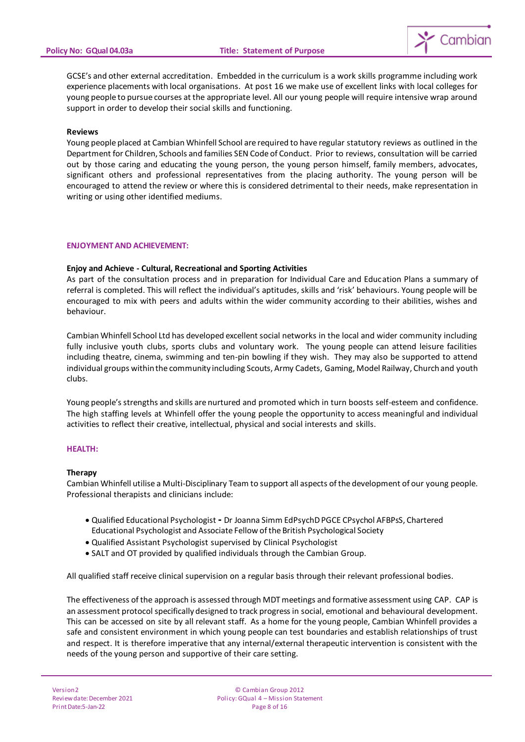GCSE's and other external accreditation. Embedded in the curriculum is a work skills programme including work experience placements with local organisations. At post 16 we make use of excellent links with local colleges for young people to pursue courses at the appropriate level. All our young people will require intensive wrap around support in order to develop their social skills and functioning.

**Reviews**

Young people placed at Cambian Whinfell School are required to have regular statutory reviews as outlined in the Department for Children, Schools and families SEN Code of Conduct. Prior to reviews, consultation will be carried out by those caring and educating the young person, the young person himself, family members, advocates, significant others and professional representatives from the placing authority. The young person will be encouraged to attend the review or where this is considered detrimental to their needs, make representation in writing or using other identified mediums.

## ENJOYMENT AND ACHIEVEMENT:

**Enjoy and Achieve - Cultural, Recreational and Sporting Activities**

As part of the consultation process and in preparation for Individual Care and Education Plans a summary of referral is completed. This will reflect the individual's aptitudes, skills and 'risk' behaviours. Young people will be encouraged to mix with peers and adults within the wider community according to their abilities, wishes and behaviour.

Cambian Whinfell School Ltd has developed excellent social networks in the local and wider community including fully inclusive youth clubs, sports clubs and voluntary work. The young people can attend leisure facilities including theatre, cinema, swimming and ten-pin bowling if they wish. They may also be supported to attend individual groups within the community including Scouts, Army Cadets, Gaming, Model Railway, Church and youth clubs.

Young people's strengths and skills are nurtured and promoted which in turn boosts self-esteem and confidence. The high staffing levels at Whinfell offer the young people the opportunity to access meaningful and individual activities to reflect their creative, intellectual, physical and social interests and skills.

## HEALTH:

**Therapy**

Cambian Whinfell utilise a Multi-Disciplinary Team to support all aspects of the development of our young people. Professional therapists and clinicians include:

- Qualified Educational Psychologist - Dr Joanna Simm EdPsychD PGCE CPsychol AFBPsS, Chartered Educational Psychologist and Associate Fellow of the British Psychological Society
- Qualified Assistant Psychologist supervised by Clinical Psychologist
- SALT and OT provided by qualified individuals through the Cambian Group.

All qualified staff receive clinical supervision on a regular basis through their relevant professional bodies.

The effectiveness of the approach is assessed through MDT meetings and formative assessment using CAP. CAP is an assessment protocol specifically designed to track progress in social, emotional and behavioural development. This can be accessed on site by all relevant staff. As a home for the young people, Cambian Whinfell provides a safe and consistent environment in which young people can test boundaries and establish relationships of trust and respect. It is therefore imperative that any internal/external therapeutic intervention is consistent with the needs of the young person and supportive of their care setting.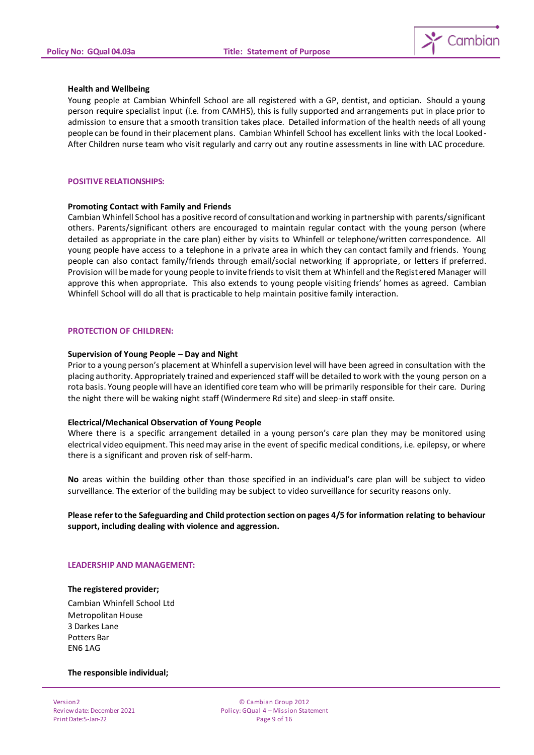**Health and Wellbeing**

Young people at Cambian Whinfell School are all registered with a GP, dentist, and optician. Should a young person require specialist input (i.e. from CAMHS), this is fully supported and arrangements put in place prior to admission to ensure that a smooth transition takes place. Detailed information of the health needs of all young people can be found in their placement plans. Cambian Whinfell School has excellent links with the local Looked-After Children nurse team who visit regularly and carry out any routine assessments in line with LAC procedure.

## POSITIVE RELATIONSHIPS:

**Promoting Contact with Family and Friends**

Cambian Whinfell School has a positive record of consultation and working in partnership with parents/significant others. Parents/significant others are encouraged to maintain regular contact with the young person (where detailed as appropriate in the care plan) either by visits to Whinfell or telephone/written correspondence. All young people have access to a telephone in a private area in which they can contact family and friends. Young people can also contact family/friends through email/social networking if appropriate, or letters if preferred. Provision will be made for young people to invite friends to visit them at Whinfell and the Registered Manager will approve this when appropriate. This also extends to young people visiting friends' homes as agreed. Cambian Whinfell School will do all that is practicable to help maintain positive family interaction.

## PROTECTION OF CHILDREN:

**Supervision of Young People – Day and Night**

Prior to a young person's placement at Whinfell a supervision level will have been agreed in consultation with the placing authority. Appropriately trained and experienced staff will be detailed to work with the young person on a rota basis. Young people will have an identified core team who will be primarily responsible for their care. During the night there will be waking night staff (Windermere Rd site) and sleep-in staff onsite.

**Electrical/Mechanical Observation of Young People**

Where there is a specific arrangement detailed in a young person's care plan they may be monitored using electrical video equipment. This need may arise in the event of specific medical conditions, i.e. epilepsy, or where there is a significant and proven risk of self-harm.

**No** areas within the building other than those specified in an individual's care plan will be subject to video surveillance. The exterior of the building may be subject to video surveillance for security reasons only.

**Please refer to the Safeguarding and Child protection section on pages 4/5 for information relating to behaviour support, including dealing with violence and aggression.**

## LEADERSHIP AND MANAGEMENT:

**The registered provider;**

Cambian Whinfell School Ltd
Metropolitan House
3 Darkes Lane
Potters Bar
EN6 1AG

**The responsible individual;**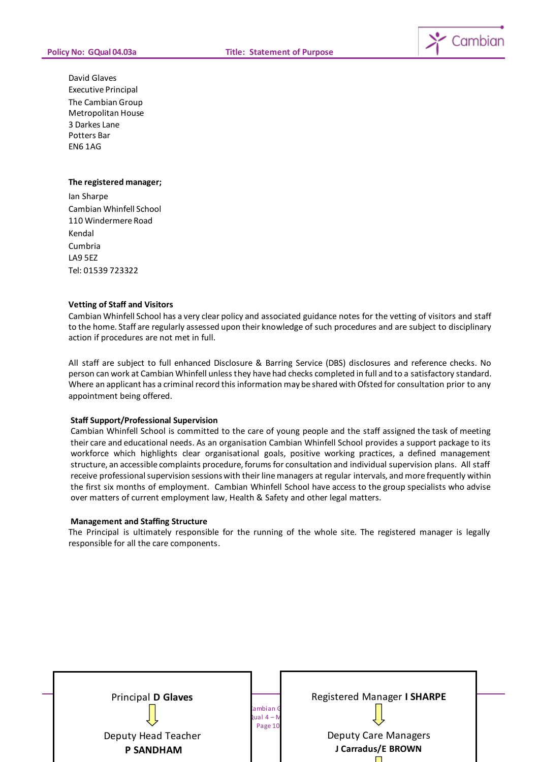David Glaves
Executive Principal
The Cambian Group
Metropolitan House
3 Darkes Lane
Potters Bar
EN6 1AG

**The registered manager;**

Ian Sharpe
Cambian Whinfell School
110 Windermere Road
Kendal
Cumbria
LA9 5EZ
Tel: 01539 723322

**Vetting of Staff and Visitors**

Cambian Whinfell School has a very clear policy and associated guidance notes for the vetting of visitors and staff to the home. Staff are regularly assessed upon their knowledge of such procedures and are subject to disciplinary action if procedures are not met in full.

All staff are subject to full enhanced Disclosure & Barring Service (DBS) disclosures and reference checks. No person can work at Cambian Whinfell unless they have had checks completed in full and to a satisfactory standard. Where an applicant has a criminal record this information may be shared with Ofsted for consultation prior to any appointment being offered.

**Staff Support/Professional Supervision**

Cambian Whinfell School is committed to the care of young people and the staff assigned the task of meeting their care and educational needs. As an organisation Cambian Whinfell School provides a support package to its workforce which highlights clear organisational goals, positive working practices, a defined management structure, an accessible complaints procedure, forums for consultation and individual supervision plans. All staff receive professional supervision sessions with their line managers at regular intervals, and more frequently within the first six months of employment. Cambian Whinfell School have access to the group specialists who advise over matters of current employment law, Health & Safety and other legal matters.

**Management and Staffing Structure**

The Principal is ultimately responsible for the running of the whole site. The registered manager is legally responsible for all the care components.

Principal **D Glaves**

⇩

Deputy Head Teacher
**P SANDHAM**

Registered Manager **I SHARPE**

⇩

Deputy Care Managers
**J Carradus/E BROWN**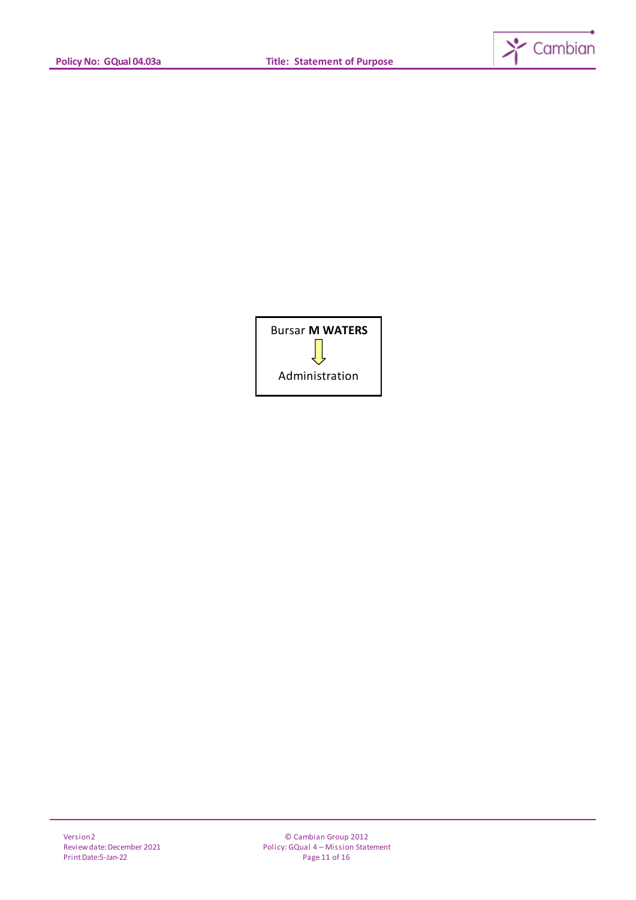Bursar **M WATERS**

↓

Administration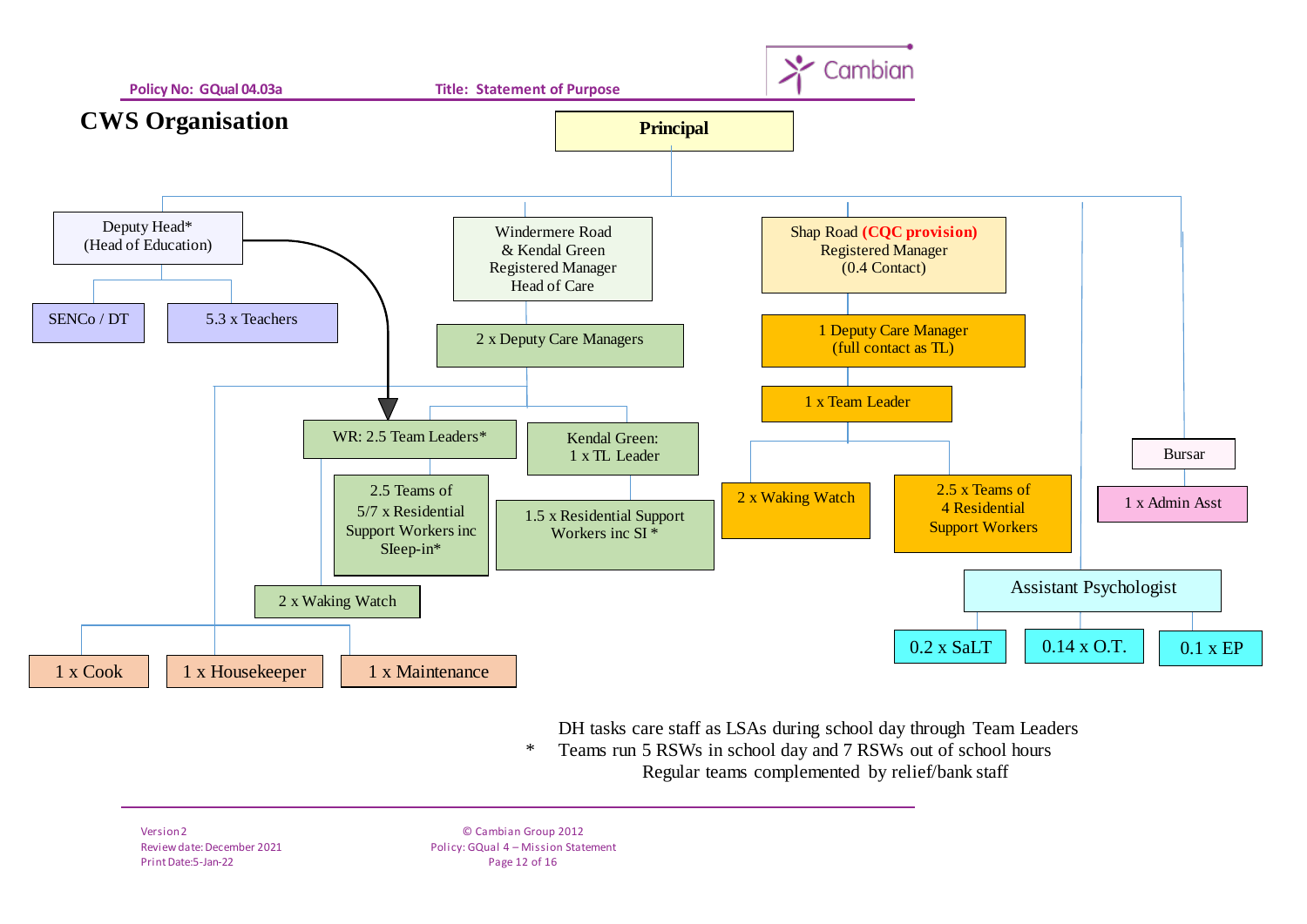# CWS Organisation

**Principal**

- Deputy Head* (Head of Education)
  - SENCo / DT
  - 5.3 x Teachers
- Windermere Road & Kendal Green Registered Manager Head of Care
  - 2 x Deputy Care Managers
    - WR: 2.5 Team Leaders*
      - 2.5 Teams of 5/7 x Residential Support Workers inc SIeep-in*
      - 2 x Waking Watch
    - Kendal Green: 1 x TL Leader
      - 1.5 x Residential Support Workers inc SI *
    - 1 x Cook
    - 1 x Housekeeper
    - 1 x Maintenance
- Shap Road **(CQC provision)** Registered Manager (0.4 Contact)
  - 1 Deputy Care Manager (full contact as TL)
    - 1 x Team Leader
      - 2 x Waking Watch
      - 2.5 x Teams of 4 Residential Support Workers
- Assistant Psychologist
  - 0.2 x SaLT
  - 0.14 x O.T.
  - 0.1 x EP
- Bursar
  - 1 x Admin Asst

DH tasks care staff as LSAs during school day through Team Leaders

\* Teams run 5 RSWs in school day and 7 RSWs out of school hours

Regular teams complemented by relief/bank staff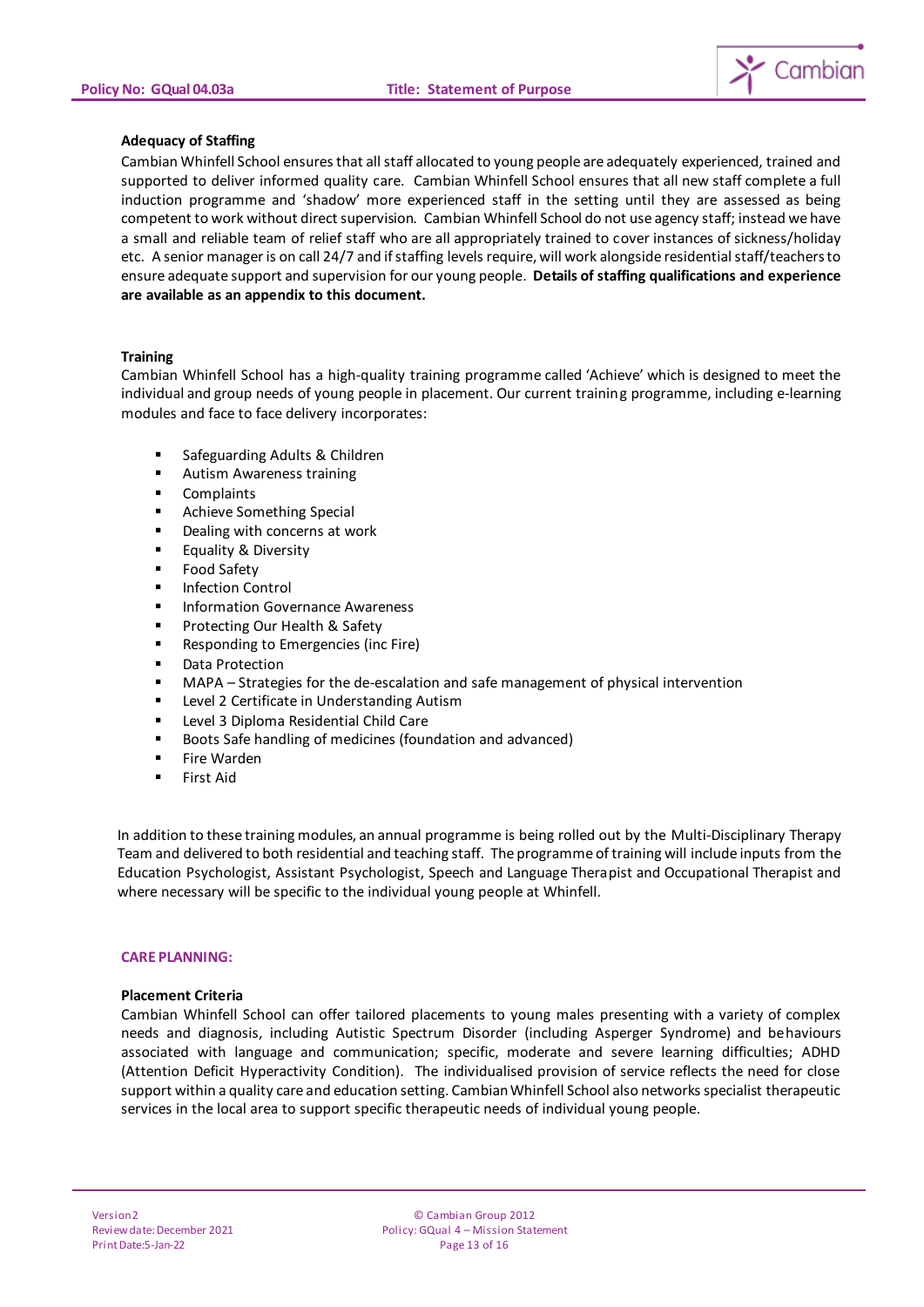**Adequacy of Staffing**

Cambian Whinfell School ensures that all staff allocated to young people are adequately experienced, trained and supported to deliver informed quality care. Cambian Whinfell School ensures that all new staff complete a full induction programme and 'shadow' more experienced staff in the setting until they are assessed as being competent to work without direct supervision. Cambian Whinfell School do not use agency staff; instead we have a small and reliable team of relief staff who are all appropriately trained to cover instances of sickness/holiday etc. A senior manager is on call 24/7 and if staffing levels require, will work alongside residential staff/teachers to ensure adequate support and supervision for our young people. **Details of staffing qualifications and experience are available as an appendix to this document.**

**Training**

Cambian Whinfell School has a high-quality training programme called 'Achieve' which is designed to meet the individual and group needs of young people in placement. Our current training programme, including e-learning modules and face to face delivery incorporates:

- Safeguarding Adults & Children
- Autism Awareness training
- Complaints
- Achieve Something Special
- Dealing with concerns at work
- Equality & Diversity
- Food Safety
- Infection Control
- Information Governance Awareness
- Protecting Our Health & Safety
- Responding to Emergencies (inc Fire)
- Data Protection
- MAPA – Strategies for the de-escalation and safe management of physical intervention
- Level 2 Certificate in Understanding Autism
- Level 3 Diploma Residential Child Care
- Boots Safe handling of medicines (foundation and advanced)
- Fire Warden
- First Aid

In addition to these training modules, an annual programme is being rolled out by the Multi-Disciplinary Therapy Team and delivered to both residential and teaching staff. The programme of training will include inputs from the Education Psychologist, Assistant Psychologist, Speech and Language Therapist and Occupational Therapist and where necessary will be specific to the individual young people at Whinfell.

## CARE PLANNING:

**Placement Criteria**

Cambian Whinfell School can offer tailored placements to young males presenting with a variety of complex needs and diagnosis, including Autistic Spectrum Disorder (including Asperger Syndrome) and behaviours associated with language and communication; specific, moderate and severe learning difficulties; ADHD (Attention Deficit Hyperactivity Condition). The individualised provision of service reflects the need for close support within a quality care and education setting. Cambian Whinfell School also networks specialist therapeutic services in the local area to support specific therapeutic needs of individual young people.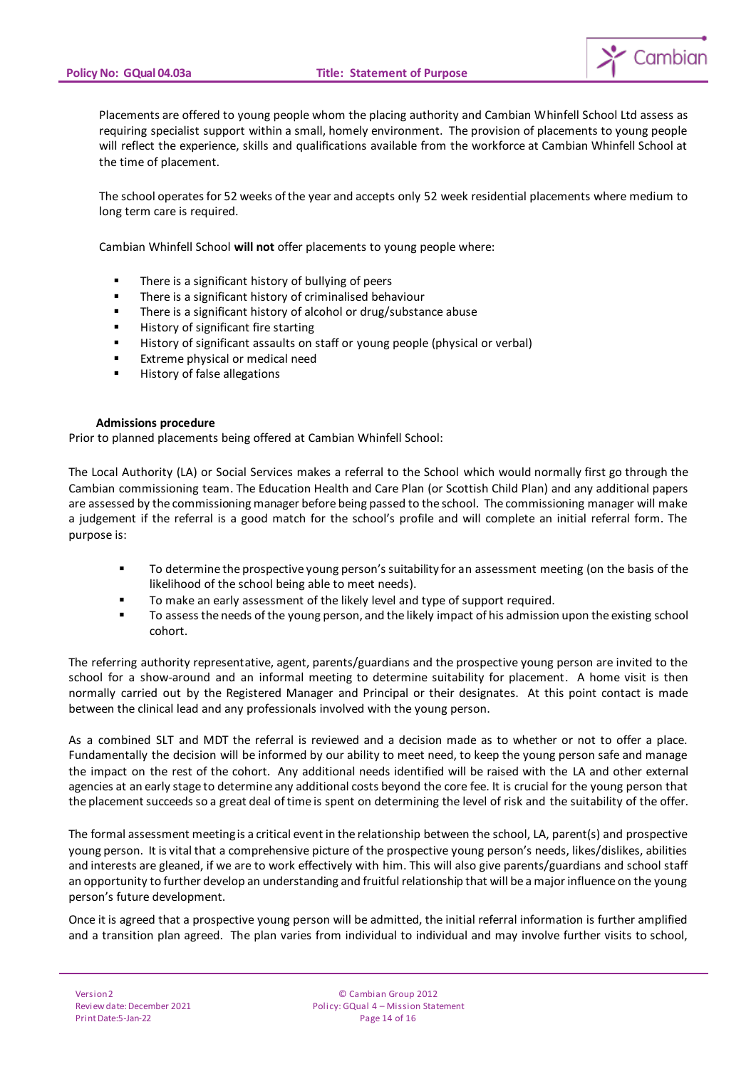Placements are offered to young people whom the placing authority and Cambian Whinfell School Ltd assess as requiring specialist support within a small, homely environment. The provision of placements to young people will reflect the experience, skills and qualifications available from the workforce at Cambian Whinfell School at the time of placement.

The school operates for 52 weeks of the year and accepts only 52 week residential placements where medium to long term care is required.

Cambian Whinfell School **will not** offer placements to young people where:

- There is a significant history of bullying of peers
- There is a significant history of criminalised behaviour
- There is a significant history of alcohol or drug/substance abuse
- History of significant fire starting
- History of significant assaults on staff or young people (physical or verbal)
- Extreme physical or medical need
- History of false allegations

**Admissions procedure**

Prior to planned placements being offered at Cambian Whinfell School:

The Local Authority (LA) or Social Services makes a referral to the School which would normally first go through the Cambian commissioning team. The Education Health and Care Plan (or Scottish Child Plan) and any additional papers are assessed by the commissioning manager before being passed to the school. The commissioning manager will make a judgement if the referral is a good match for the school's profile and will complete an initial referral form. The purpose is:

- To determine the prospective young person's suitability for an assessment meeting (on the basis of the likelihood of the school being able to meet needs).
- To make an early assessment of the likely level and type of support required.
- To assess the needs of the young person, and the likely impact of his admission upon the existing school cohort.

The referring authority representative, agent, parents/guardians and the prospective young person are invited to the school for a show-around and an informal meeting to determine suitability for placement. A home visit is then normally carried out by the Registered Manager and Principal or their designates. At this point contact is made between the clinical lead and any professionals involved with the young person.

As a combined SLT and MDT the referral is reviewed and a decision made as to whether or not to offer a place. Fundamentally the decision will be informed by our ability to meet need, to keep the young person safe and manage the impact on the rest of the cohort. Any additional needs identified will be raised with the LA and other external agencies at an early stage to determine any additional costs beyond the core fee. It is crucial for the young person that the placement succeeds so a great deal of time is spent on determining the level of risk and the suitability of the offer.

The formal assessment meeting is a critical event in the relationship between the school, LA, parent(s) and prospective young person. It is vital that a comprehensive picture of the prospective young person's needs, likes/dislikes, abilities and interests are gleaned, if we are to work effectively with him. This will also give parents/guardians and school staff an opportunity to further develop an understanding and fruitful relationship that will be a major influence on the young person's future development.

Once it is agreed that a prospective young person will be admitted, the initial referral information is further amplified and a transition plan agreed. The plan varies from individual to individual and may involve further visits to school,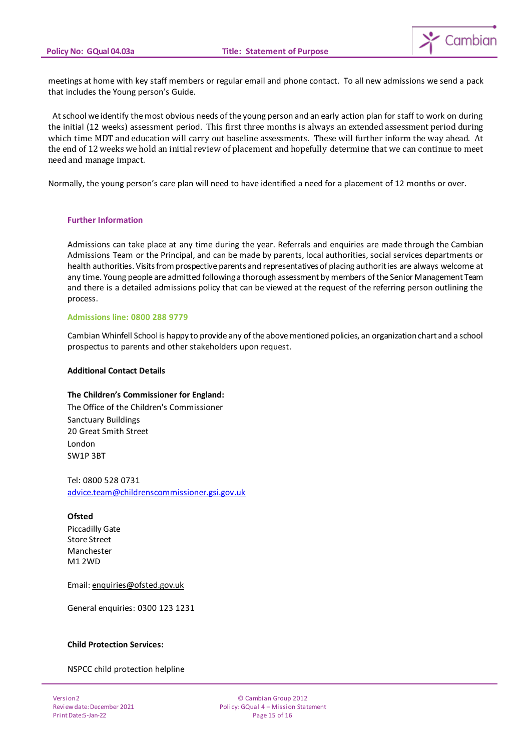meetings at home with key staff members or regular email and phone contact. To all new admissions we send a pack that includes the Young person's Guide.

At school we identify the most obvious needs of the young person and an early action plan for staff to work on during the initial (12 weeks) assessment period. This first three months is always an extended assessment period during which time MDT and education will carry out baseline assessments. These will further inform the way ahead. At the end of 12 weeks we hold an initial review of placement and hopefully determine that we can continue to meet need and manage impact.

Normally, the young person's care plan will need to have identified a need for a placement of 12 months or over.

### Further Information

Admissions can take place at any time during the year. Referrals and enquiries are made through the Cambian Admissions Team or the Principal, and can be made by parents, local authorities, social services departments or health authorities. Visits from prospective parents and representatives of placing authorities are always welcome at any time. Young people are admitted following a thorough assessment by members of the Senior Management Team and there is a detailed admissions policy that can be viewed at the request of the referring person outlining the process.

**Admissions line: 0800 288 9779**

Cambian Whinfell School is happy to provide any of the above mentioned policies, an organization chart and a school prospectus to parents and other stakeholders upon request.

**Additional Contact Details**

**The Children's Commissioner for England:**
The Office of the Children's Commissioner
Sanctuary Buildings
20 Great Smith Street
London
SW1P 3BT

Tel: 0800 528 0731
advice.team@childrenscommissioner.gsi.gov.uk

**Ofsted**
Piccadilly Gate
Store Street
Manchester
M1 2WD

Email: enquiries@ofsted.gov.uk

General enquiries: 0300 123 1231

**Child Protection Services:**

NSPCC child protection helpline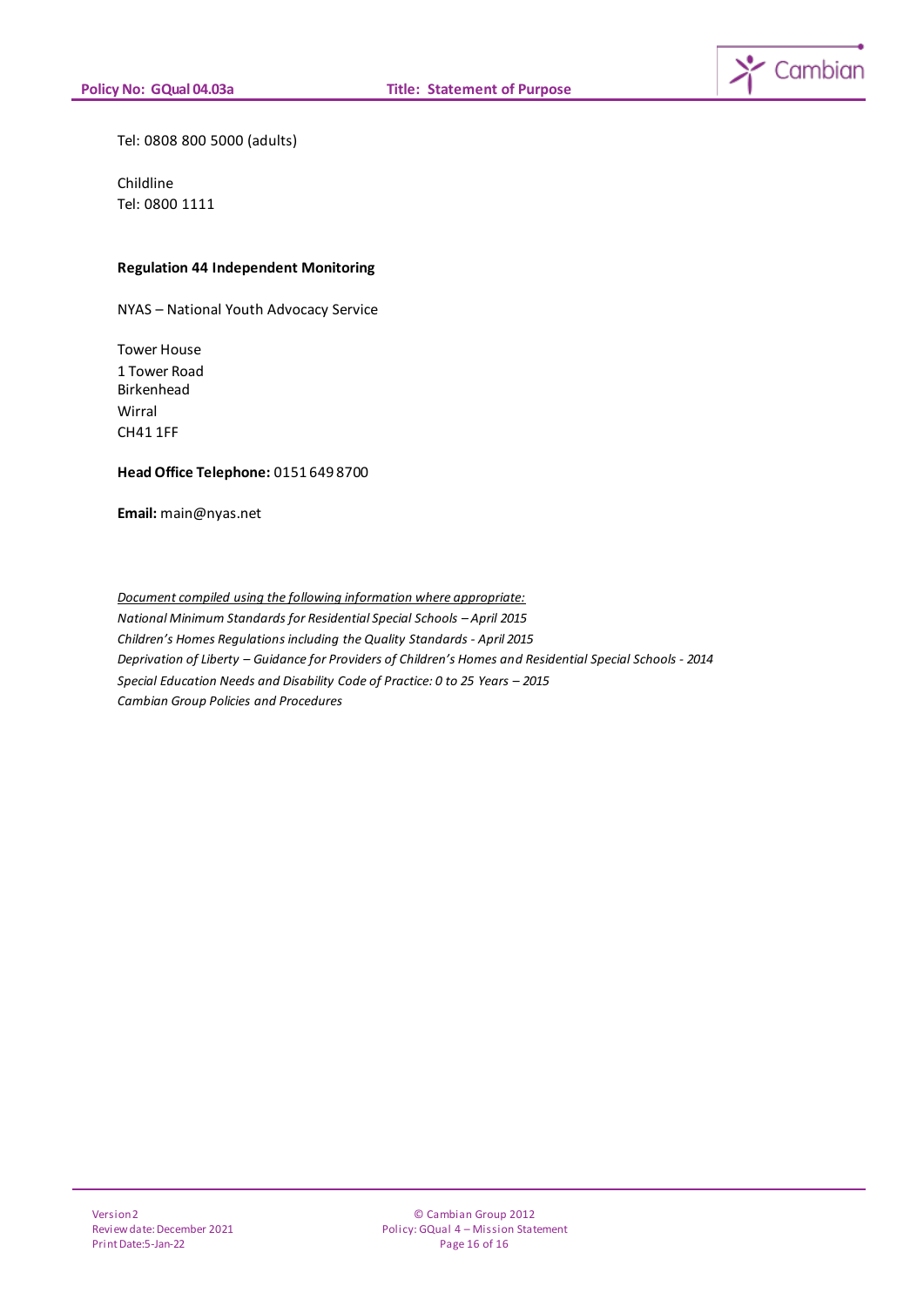Tel: 0808 800 5000 (adults)

Childline
Tel: 0800 1111

**Regulation 44 Independent Monitoring**

NYAS – National Youth Advocacy Service

Tower House
1 Tower Road
Birkenhead
Wirral
CH41 1FF

**Head Office Telephone:** 0151 649 8700

**Email:** main@nyas.net

*<u>Document compiled using the following information where appropriate:</u>*
*National Minimum Standards for Residential Special Schools – April 2015*
*Children's Homes Regulations including the Quality Standards - April 2015*
*Deprivation of Liberty – Guidance for Providers of Children's Homes and Residential Special Schools - 2014*
*Special Education Needs and Disability Code of Practice: 0 to 25 Years – 2015*
*Cambian Group Policies and Procedures*